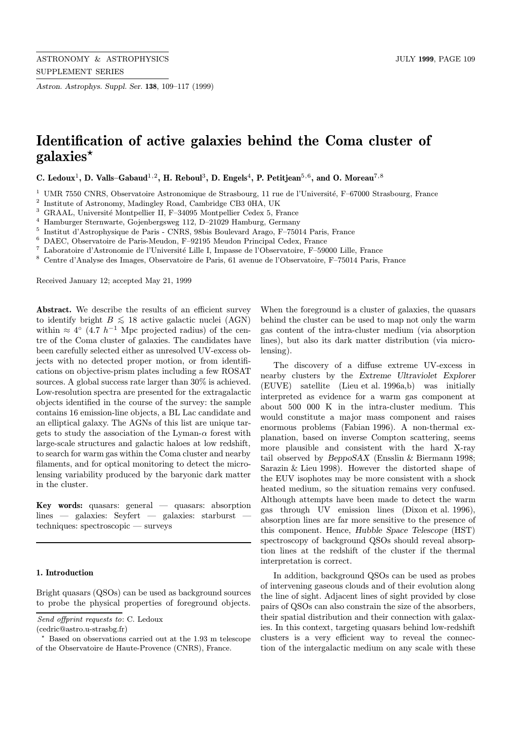# Identification of active galaxies behind the Coma cluster of galaxies*

**C. Ledoux[1], D. Valls–Gabaud[1,2], H. Reboul[3], D. Engels[4], P. Petitjean[5,6], and O. Moreau[7,8]**

[1] UMR 7550 CNRS, Observatoire Astronomique de Strasbourg, 11 rue de l'Université, F–67000 Strasbourg, France
[2] Institute of Astronomy, Madingley Road, Cambridge CB3 0HA, UK
[3] GRAAL, Université Montpellier II, F–34095 Montpellier Cedex 5, France
[4] Hamburger Sternwarte, Gojenbergsweg 112, D–21029 Hamburg, Germany
[5] Institut d'Astrophysique de Paris - CNRS, 98bis Boulevard Arago, F–75014 Paris, France
[6] DAEC, Observatoire de Paris-Meudon, F–92195 Meudon Principal Cedex, France
[7] Laboratoire d'Astronomie de l'Université Lille I, Impasse de l'Observatoire, F–59000 Lille, France
[8] Centre d'Analyse des Images, Observatoire de Paris, 61 avenue de l'Observatoire, F–75014 Paris, France

Received January 12; accepted May 21, 1999

**Abstract.** We describe the results of an efficient survey to identify bright $B \lesssim 18$ active galactic nuclei (AGN) within $\approx 4°$ ($4.7\ h^{-1}$ Mpc projected radius) of the centre of the Coma cluster of galaxies. The candidates have been carefully selected either as unresolved UV-excess objects with no detected proper motion, or from identifications on objective-prism plates including a few ROSAT sources. A global success rate larger than 30% is achieved. Low-resolution spectra are presented for the extragalactic objects identified in the course of the survey: the sample contains 16 emission-line objects, a BL Lac candidate and an elliptical galaxy. The AGNs of this list are unique targets to study the association of the Lyman-$\alpha$ forest with large-scale structures and galactic haloes at low redshift, to search for warm gas within the Coma cluster and nearby filaments, and for optical monitoring to detect the microlensing variability produced by the baryonic dark matter in the cluster.

**Key words:** quasars: general — quasars: absorption lines — galaxies: Seyfert — galaxies: starburst — techniques: spectroscopic — surveys

## 1. Introduction

Bright quasars (QSOs) can be used as background sources to probe the physical properties of foreground objects. When the foreground is a cluster of galaxies, the quasars behind the cluster can be used to map not only the warm gas content of the intra-cluster medium (via absorption lines), but also its dark matter distribution (via microlensing).

The discovery of a diffuse extreme UV-excess in nearby clusters by the *Extreme Ultraviolet Explorer* (EUVE) satellite (Lieu et al. 1996a,b) was initially interpreted as evidence for a warm gas component at about 500 000 K in the intra-cluster medium. This would constitute a major mass component and raises enormous problems (Fabian 1996). A non-thermal explanation, based on inverse Compton scattering, seems more plausible and consistent with the hard X-ray tail observed by *BeppoSAX* (Ensslin & Biermann 1998; Sarazin & Lieu 1998). However the distorted shape of the EUV isophotes may be more consistent with a shock heated medium, so the situation remains very confused. Although attempts have been made to detect the warm gas through UV emission lines (Dixon et al. 1996), absorption lines are far more sensitive to the presence of this component. Hence, *Hubble Space Telescope* (HST) spectroscopy of background QSOs should reveal absorption lines at the redshift of the cluster if the thermal interpretation is correct.

In addition, background QSOs can be used as probes of intervening gaseous clouds and of their evolution along the line of sight. Adjacent lines of sight provided by close pairs of QSOs can also constrain the size of the absorbers, their spatial distribution and their connection with galaxies. In this context, targeting quasars behind low-redshift clusters is a very efficient way to reveal the connection of the intergalactic medium on any scale with these

---

*Send offprint requests to*: C. Ledoux (cedric@astro.u-strasbg.fr)

* Based on observations carried out at the 1.93 m telescope of the Observatoire de Haute-Provence (CNRS), France.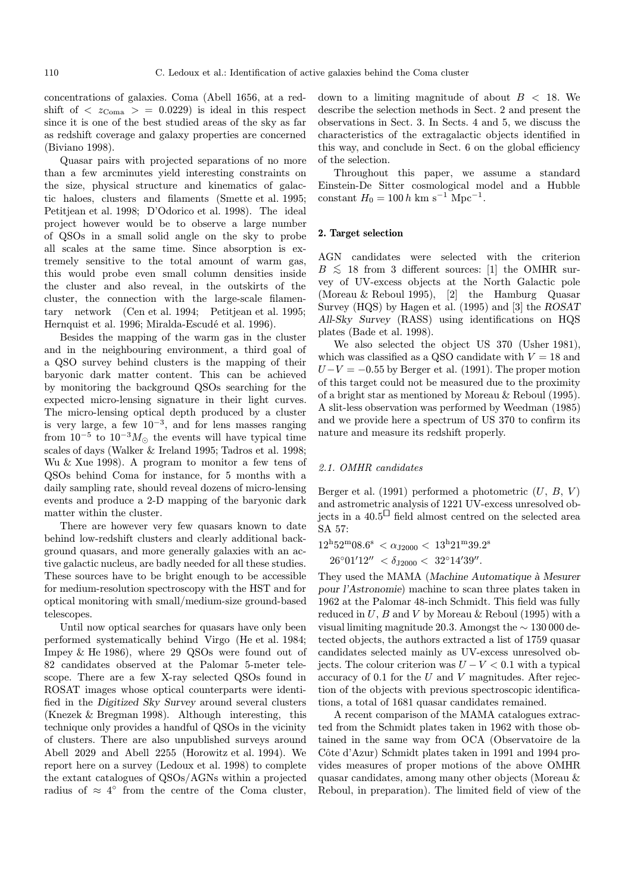concentrations of galaxies. Coma (Abell 1656, at a redshift of $< z_{\rm Coma} > = 0.0229$) is ideal in this respect since it is one of the best studied areas of the sky as far as redshift coverage and galaxy properties are concerned (Biviano 1998).

Quasar pairs with projected separations of no more than a few arcminutes yield interesting constraints on the size, physical structure and kinematics of galactic haloes, clusters and filaments (Smette et al. 1995; Petitjean et al. 1998; D'Odorico et al. 1998). The ideal project however would be to observe a large number of QSOs in a small solid angle on the sky to probe all scales at the same time. Since absorption is extremely sensitive to the total amount of warm gas, this would probe even small column densities inside the cluster and also reveal, in the outskirts of the cluster, the connection with the large-scale filamentary network (Cen et al. 1994; Petitjean et al. 1995; Hernquist et al. 1996; Miralda-Escudé et al. 1996).

Besides the mapping of the warm gas in the cluster and in the neighbouring environment, a third goal of a QSO survey behind clusters is the mapping of their baryonic dark matter content. This can be achieved by monitoring the background QSOs searching for the expected micro-lensing signature in their light curves. The micro-lensing optical depth produced by a cluster is very large, a few $10^{-3}$, and for lens masses ranging from $10^{-5}$ to $10^{-3} M_\odot$ the events will have typical time scales of days (Walker & Ireland 1995; Tadros et al. 1998; Wu & Xue 1998). A program to monitor a few tens of QSOs behind Coma for instance, for 5 months with a daily sampling rate, should reveal dozens of micro-lensing events and produce a 2-D mapping of the baryonic dark matter within the cluster.

There are however very few quasars known to date behind low-redshift clusters and clearly additional background quasars, and more generally galaxies with an active galactic nucleus, are badly needed for all these studies. These sources have to be bright enough to be accessible for medium-resolution spectroscopy with the HST and for optical monitoring with small/medium-size ground-based telescopes.

Until now optical searches for quasars have only been performed systematically behind Virgo (He et al. 1984; Impey & He 1986), where 29 QSOs were found out of 82 candidates observed at the Palomar 5-meter telescope. There are a few X-ray selected QSOs found in ROSAT images whose optical counterparts were identified in the *Digitized Sky Survey* around several clusters (Knezek & Bregman 1998). Although interesting, this technique only provides a handful of QSOs in the vicinity of clusters. There are also unpublished surveys around Abell 2029 and Abell 2255 (Horowitz et al. 1994). We report here on a survey (Ledoux et al. 1998) to complete the extant catalogues of QSOs/AGNs within a projected radius of $\approx 4^\circ$ from the centre of the Coma cluster, down to a limiting magnitude of about $B < 18$. We describe the selection methods in Sect. 2 and present the observations in Sect. 3. In Sects. 4 and 5, we discuss the characteristics of the extragalactic objects identified in this way, and conclude in Sect. 6 on the global efficiency of the selection.

Throughout this paper, we assume a standard Einstein-De Sitter cosmological model and a Hubble constant $H_0 = 100\,h$ km s$^{-1}$ Mpc$^{-1}$.

## 2. Target selection

AGN candidates were selected with the criterion $B \lesssim 18$ from 3 different sources: [1] the OMHR survey of UV-excess objects at the North Galactic pole (Moreau & Reboul 1995), [2] the Hamburg Quasar Survey (HQS) by Hagen et al. (1995) and [3] the *ROSAT All-Sky Survey* (RASS) using identifications on HQS plates (Bade et al. 1998).

We also selected the object US 370 (Usher 1981), which was classified as a QSO candidate with $V = 18$ and $U-V = -0.55$ by Berger et al. (1991). The proper motion of this target could not be measured due to the proximity of a bright star as mentioned by Moreau & Reboul (1995). A slit-less observation was performed by Weedman (1985) and we provide here a spectrum of US 370 to confirm its nature and measure its redshift properly.

### 2.1. OMHR candidates

Berger et al. (1991) performed a photometric ($U$, $B$, $V$) and astrometric analysis of 1221 UV-excess unresolved objects in a $40.5^{\square}$ field almost centred on the selected area SA 57:

$12^{\rm h}52^{\rm m}08.6^{\rm s} < \alpha_{\rm J2000} < 13^{\rm h}21^{\rm m}39.2^{\rm s}$

$26^\circ01'12'' < \delta_{\rm J2000} < 32^\circ14'39''$.

They used the MAMA (*Machine Automatique à Mesurer pour l'Astronomie*) machine to scan three plates taken in 1962 at the Palomar 48-inch Schmidt. This field was fully reduced in $U$, $B$ and $V$ by Moreau & Reboul (1995) with a visual limiting magnitude 20.3. Amongst the $\sim 130\,000$ detected objects, the authors extracted a list of 1759 quasar candidates selected mainly as UV-excess unresolved objects. The colour criterion was $U - V < 0.1$ with a typical accuracy of 0.1 for the $U$ and $V$ magnitudes. After rejection of the objects with previous spectroscopic identifications, a total of 1681 quasar candidates remained.

A recent comparison of the MAMA catalogues extracted from the Schmidt plates taken in 1962 with those obtained in the same way from OCA (Observatoire de la Côte d'Azur) Schmidt plates taken in 1991 and 1994 provides measures of proper motions of the above OMHR quasar candidates, among many other objects (Moreau & Reboul, in preparation). The limited field of view of the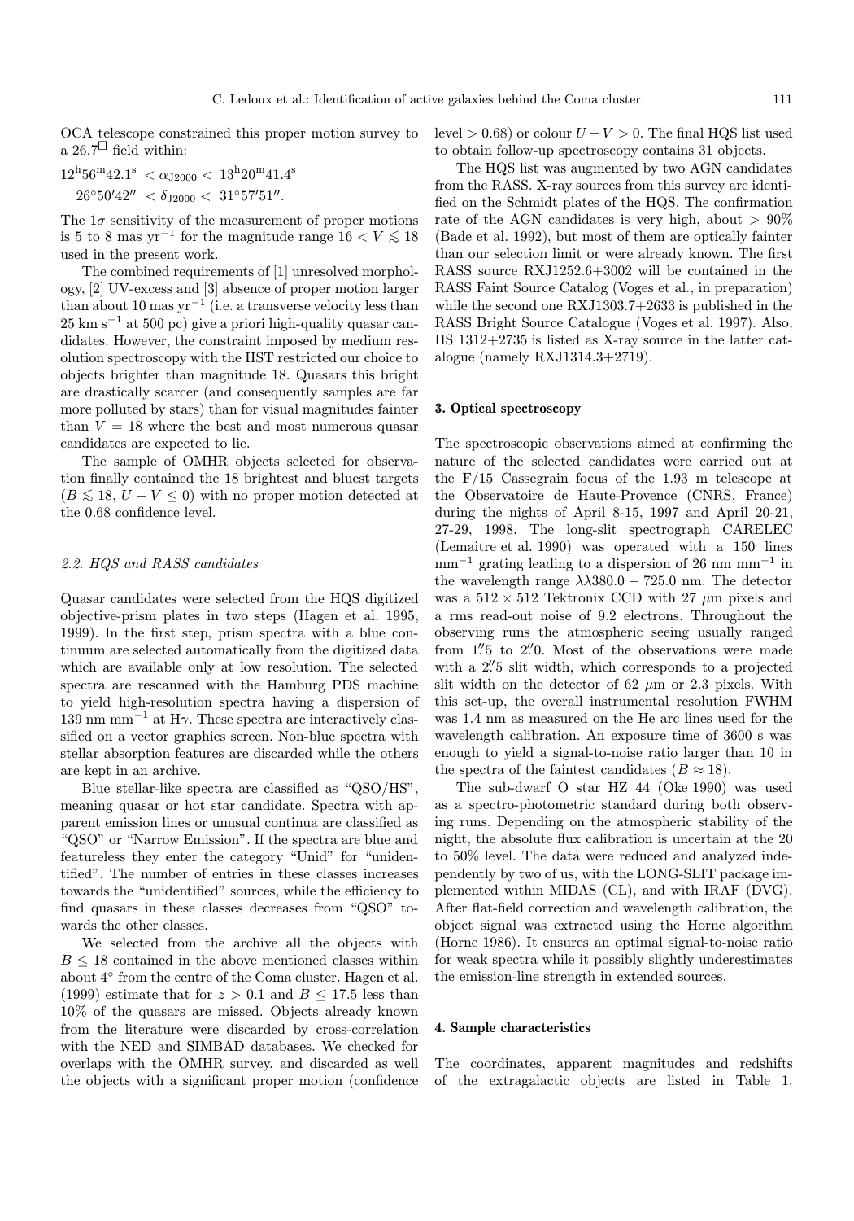OCA telescope constrained this proper motion survey to a $26.7^{\square}$ field within:

$$12^{\mathrm{h}}56^{\mathrm{m}}42.1^{\mathrm{s}} < \alpha_{\mathrm{J2000}} < 13^{\mathrm{h}}20^{\mathrm{m}}41.4^{\mathrm{s}}$$
$$26^{\circ}50'42'' < \delta_{\mathrm{J2000}} < 31^{\circ}57'51''.$$

The $1\sigma$ sensitivity of the measurement of proper motions is 5 to 8 mas yr$^{-1}$ for the magnitude range $16 < V \lesssim 18$ used in the present work.

The combined requirements of [1] unresolved morphology, [2] UV-excess and [3] absence of proper motion larger than about 10 mas yr$^{-1}$ (i.e. a transverse velocity less than 25 km s$^{-1}$ at 500 pc) give a priori high-quality quasar candidates. However, the constraint imposed by medium resolution spectroscopy with the HST restricted our choice to objects brighter than magnitude 18. Quasars this bright are drastically scarcer (and consequently samples are far more polluted by stars) than for visual magnitudes fainter than $V = 18$ where the best and most numerous quasar candidates are expected to lie.

The sample of OMHR objects selected for observation finally contained the 18 brightest and bluest targets ($B \lesssim 18$, $U - V \leq 0$) with no proper motion detected at the 0.68 confidence level.

### 2.2. HQS and RASS candidates

Quasar candidates were selected from the HQS digitized objective-prism plates in two steps (Hagen et al. 1995, 1999). In the first step, prism spectra with a blue continuum are selected automatically from the digitized data which are available only at low resolution. The selected spectra are rescanned with the Hamburg PDS machine to yield high-resolution spectra having a dispersion of 139 nm mm$^{-1}$ at H$\gamma$. These spectra are interactively classified on a vector graphics screen. Non-blue spectra with stellar absorption features are discarded while the others are kept in an archive.

Blue stellar-like spectra are classified as "QSO/HS", meaning quasar or hot star candidate. Spectra with apparent emission lines or unusual continua are classified as "QSO" or "Narrow Emission". If the spectra are blue and featureless they enter the category "Unid" for "unidentified". The number of entries in these classes increases towards the "unidentified" sources, while the efficiency to find quasars in these classes decreases from "QSO" towards the other classes.

We selected from the archive all the objects with $B \leq 18$ contained in the above mentioned classes within about 4° from the centre of the Coma cluster. Hagen et al. (1999) estimate that for $z > 0.1$ and $B \leq 17.5$ less than 10% of the quasars are missed. Objects already known from the literature were discarded by cross-correlation with the NED and SIMBAD databases. We checked for overlaps with the OMHR survey, and discarded as well the objects with a significant proper motion (confidence level $> 0.68$) or colour $U - V > 0$. The final HQS list used to obtain follow-up spectroscopy contains 31 objects.

The HQS list was augmented by two AGN candidates from the RASS. X-ray sources from this survey are identified on the Schmidt plates of the HQS. The confirmation rate of the AGN candidates is very high, about $> 90$% (Bade et al. 1992), but most of them are optically fainter than our selection limit or were already known. The first RASS source RXJ1252.6+3002 will be contained in the RASS Faint Source Catalog (Voges et al., in preparation) while the second one RXJ1303.7+2633 is published in the RASS Bright Source Catalogue (Voges et al. 1997). Also, HS 1312+2735 is listed as X-ray source in the latter catalogue (namely RXJ1314.3+2719).

## 3. Optical spectroscopy

The spectroscopic observations aimed at confirming the nature of the selected candidates were carried out at the F/15 Cassegrain focus of the 1.93 m telescope at the Observatoire de Haute-Provence (CNRS, France) during the nights of April 8-15, 1997 and April 20-21, 27-29, 1998. The long-slit spectrograph CARELEC (Lemaitre et al. 1990) was operated with a 150 lines mm$^{-1}$ grating leading to a dispersion of 26 nm mm$^{-1}$ in the wavelength range $\lambda\lambda 380.0 - 725.0$ nm. The detector was a $512 \times 512$ Tektronix CCD with 27 $\mu$m pixels and a rms read-out noise of 9.2 electrons. Throughout the observing runs the atmospheric seeing usually ranged from $1\farcs5$ to $2\farcs0$. Most of the observations were made with a $2\farcs5$ slit width, which corresponds to a projected slit width on the detector of 62 $\mu$m or 2.3 pixels. With this set-up, the overall instrumental resolution FWHM was 1.4 nm as measured on the He arc lines used for the wavelength calibration. An exposure time of 3600 s was enough to yield a signal-to-noise ratio larger than 10 in the spectra of the faintest candidates ($B \approx 18$).

The sub-dwarf O star HZ 44 (Oke 1990) was used as a spectro-photometric standard during both observing runs. Depending on the atmospheric stability of the night, the absolute flux calibration is uncertain at the 20 to 50% level. The data were reduced and analyzed independently by two of us, with the LONG-SLIT package implemented within MIDAS (CL), and with IRAF (DVG). After flat-field correction and wavelength calibration, the object signal was extracted using the Horne algorithm (Horne 1986). It ensures an optimal signal-to-noise ratio for weak spectra while it possibly slightly underestimates the emission-line strength in extended sources.

## 4. Sample characteristics

The coordinates, apparent magnitudes and redshifts of the extragalactic objects are listed in Table 1.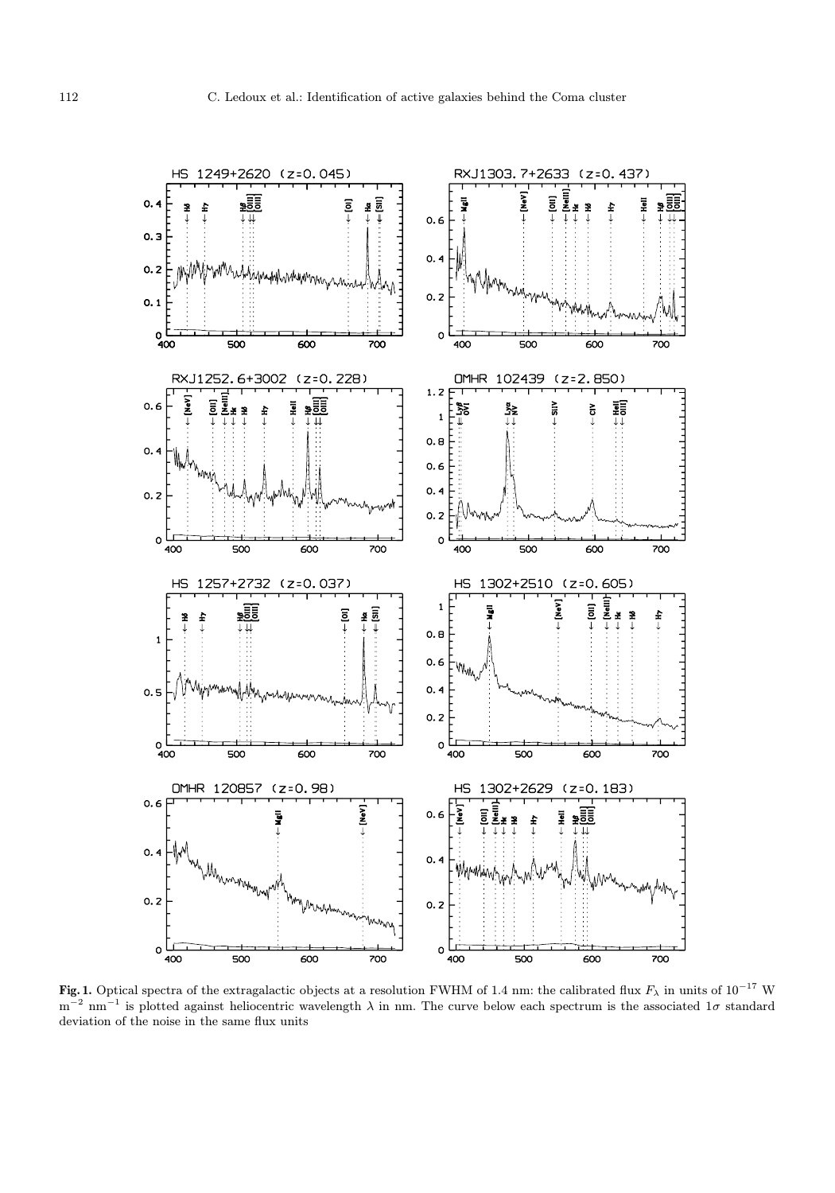**Fig. 1.** Optical spectra of the extragalactic objects at a resolution FWHM of 1.4 nm: the calibrated flux $F_\lambda$ in units of $10^{-17}$ W m$^{-2}$ nm$^{-1}$ is plotted against heliocentric wavelength $\lambda$ in nm. The curve below each spectrum is the associated $1\sigma$ standard deviation of the noise in the same flux units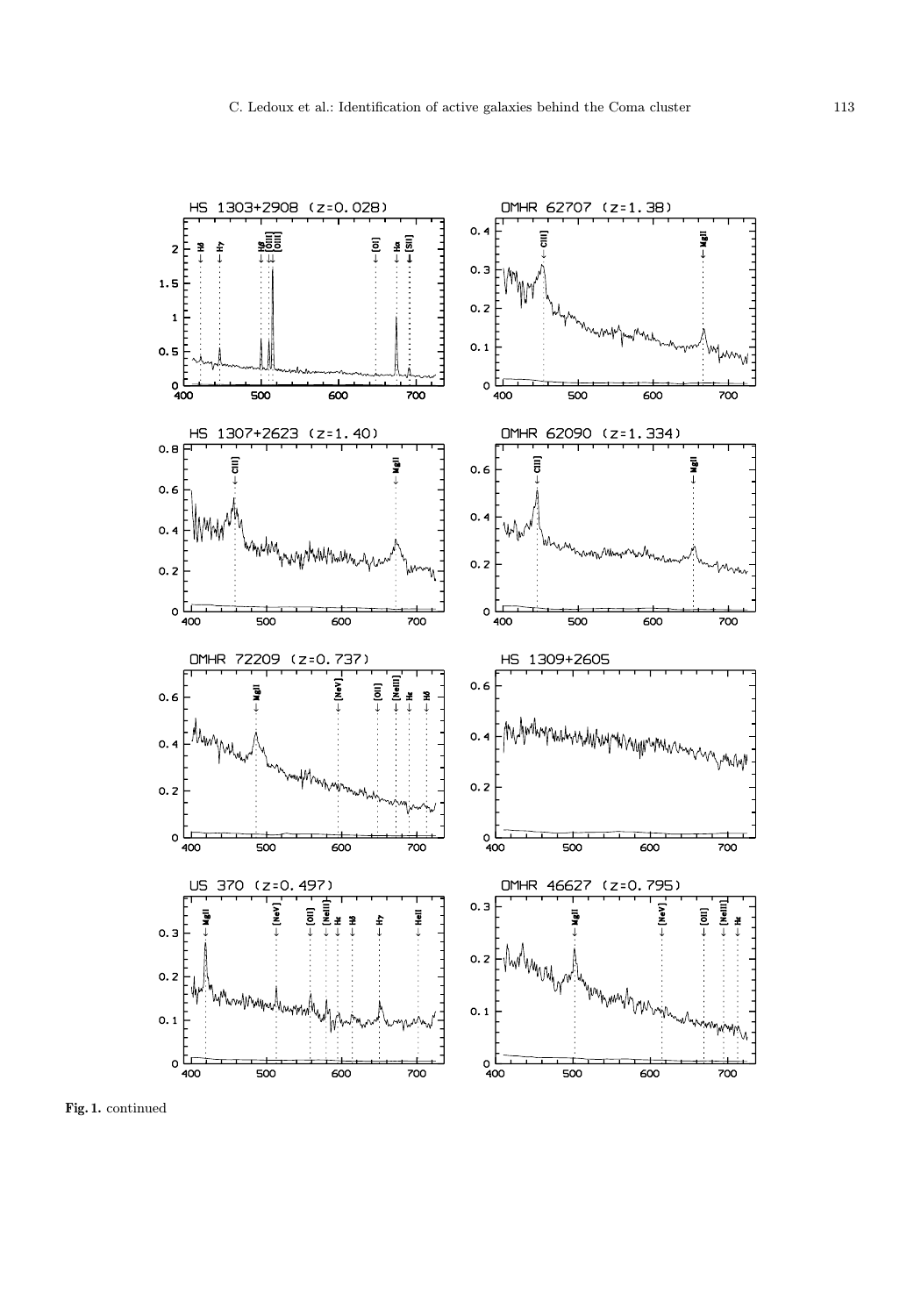Fig. 1. continued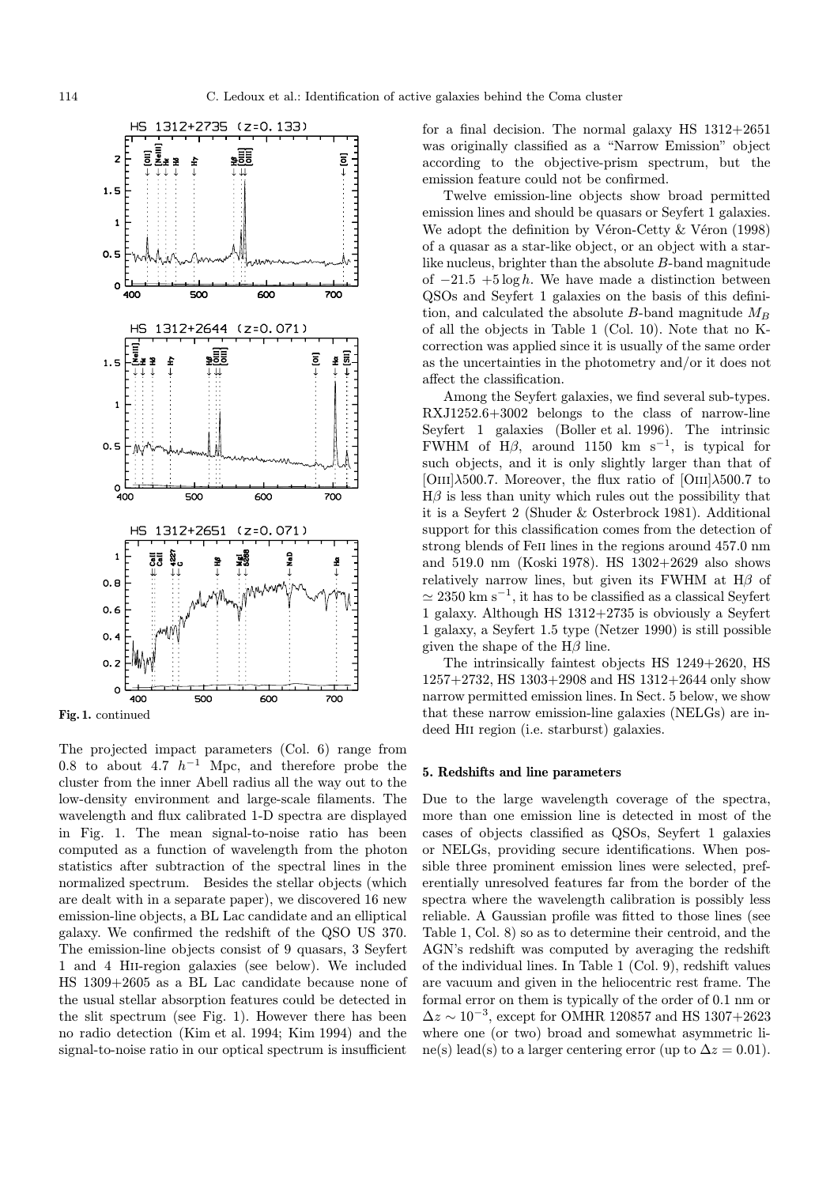Fig. 1. continued

The projected impact parameters (Col. 6) range from 0.8 to about 4.7 $h^{-1}$ Mpc, and therefore probe the cluster from the inner Abell radius all the way out to the low-density environment and large-scale filaments. The wavelength and flux calibrated 1-D spectra are displayed in Fig. 1. The mean signal-to-noise ratio has been computed as a function of wavelength from the photon statistics after subtraction of the spectral lines in the normalized spectrum. Besides the stellar objects (which are dealt with in a separate paper), we discovered 16 new emission-line objects, a BL Lac candidate and an elliptical galaxy. We confirmed the redshift of the QSO US 370. The emission-line objects consist of 9 quasars, 3 Seyfert 1 and 4 HII-region galaxies (see below). We included HS 1309+2605 as a BL Lac candidate because none of the usual stellar absorption features could be detected in the slit spectrum (see Fig. 1). However there has been no radio detection (Kim et al. 1994; Kim 1994) and the signal-to-noise ratio in our optical spectrum is insufficient for a final decision. The normal galaxy HS 1312+2651 was originally classified as a "Narrow Emission" object according to the objective-prism spectrum, but the emission feature could not be confirmed.

Twelve emission-line objects show broad permitted emission lines and should be quasars or Seyfert 1 galaxies. We adopt the definition by Véron-Cetty & Véron (1998) of a quasar as a star-like object, or an object with a star-like nucleus, brighter than the absolute $B$-band magnitude of $-21.5\ +5\log h$. We have made a distinction between QSOs and Seyfert 1 galaxies on the basis of this definition, and calculated the absolute $B$-band magnitude $M_B$ of all the objects in Table 1 (Col. 10). Note that no K-correction was applied since it is usually of the same order as the uncertainties in the photometry and/or it does not affect the classification.

Among the Seyfert galaxies, we find several sub-types. RXJ1252.6+3002 belongs to the class of narrow-line Seyfert 1 galaxies (Boller et al. 1996). The intrinsic FWHM of H$\beta$, around 1150 km s$^{-1}$, is typical for such objects, and it is only slightly larger than that of [OIII]$\lambda$500.7. Moreover, the flux ratio of [OIII]$\lambda$500.7 to H$\beta$ is less than unity which rules out the possibility that it is a Seyfert 2 (Shuder & Osterbrock 1981). Additional support for this classification comes from the detection of strong blends of FeII lines in the regions around 457.0 nm and 519.0 nm (Koski 1978). HS 1302+2629 also shows relatively narrow lines, but given its FWHM at H$\beta$ of $\simeq 2350$ km s$^{-1}$, it has to be classified as a classical Seyfert 1 galaxy. Although HS 1312+2735 is obviously a Seyfert 1 galaxy, a Seyfert 1.5 type (Netzer 1990) is still possible given the shape of the H$\beta$ line.

The intrinsically faintest objects HS 1249+2620, HS 1257+2732, HS 1303+2908 and HS 1312+2644 only show narrow permitted emission lines. In Sect. 5 below, we show that these narrow emission-line galaxies (NELGs) are indeed HII region (i.e. starburst) galaxies.

## 5. Redshifts and line parameters

Due to the large wavelength coverage of the spectra, more than one emission line is detected in most of the cases of objects classified as QSOs, Seyfert 1 galaxies or NELGs, providing secure identifications. When possible three prominent emission lines were selected, preferentially unresolved features far from the border of the spectra where the wavelength calibration is possibly less reliable. A Gaussian profile was fitted to those lines (see Table 1, Col. 8) so as to determine their centroid, and the AGN's redshift was computed by averaging the redshift of the individual lines. In Table 1 (Col. 9), redshift values are vacuum and given in the heliocentric rest frame. The formal error on them is typically of the order of 0.1 nm or $\Delta z \sim 10^{-3}$, except for OMHR 120857 and HS 1307+2623 where one (or two) broad and somewhat asymmetric line(s) lead(s) to a larger centering error (up to $\Delta z = 0.01$).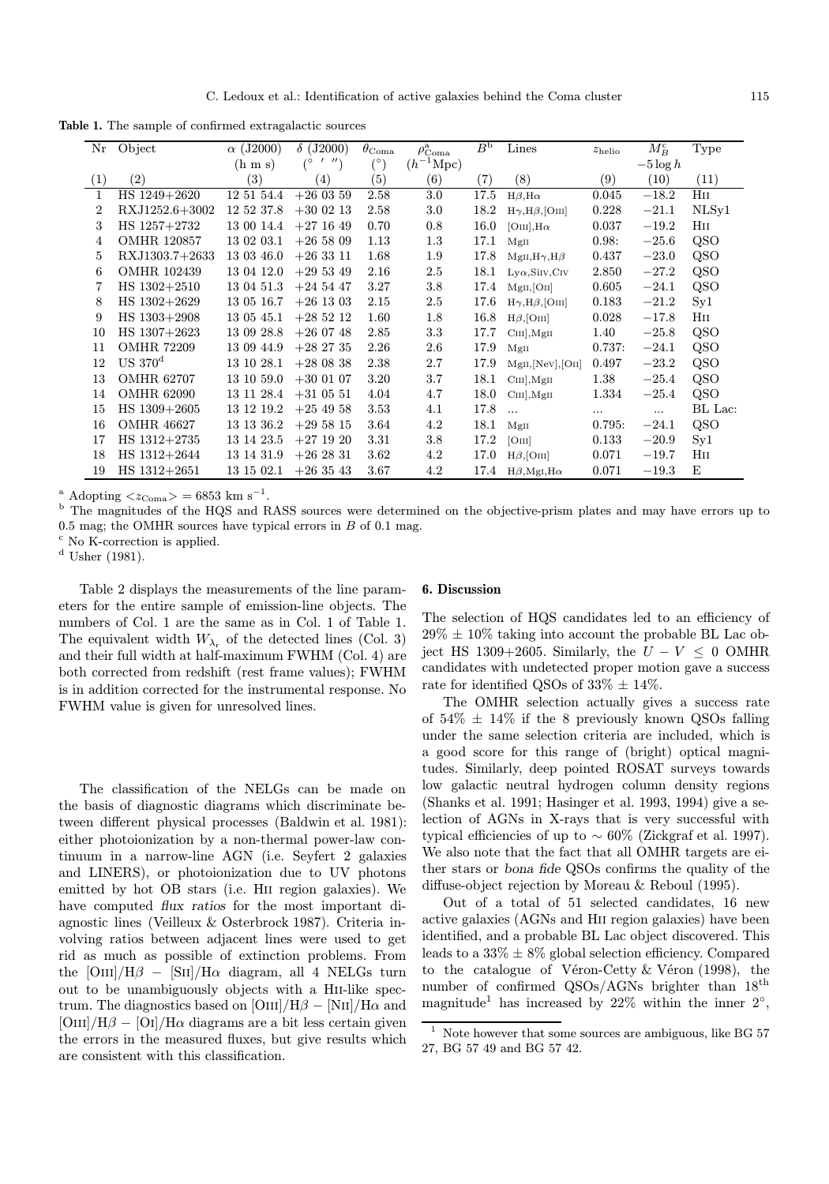**Table 1.** The sample of confirmed extragalactic sources

| Nr | Object | $\alpha$ (J2000) | $\delta$ (J2000) | $\theta_{\rm Coma}$ | $\rho^{\rm a}_{\rm Coma}$ | $B^{\rm b}$ | Lines | $z_{\rm helio}$ | $M^{\rm c}_B$ | Type |
|---|---|---|---|---|---|---|---|---|---|---|
| | | (h m s) | (° ′ ″) | (°) | ($h^{-1}$Mpc) | | | | $-5\log h$ | |
| (1) | (2) | (3) | (4) | (5) | (6) | (7) | (8) | (9) | (10) | (11) |
| 1 | HS 1249+2620 | 12 51 54.4 | +26 03 59 | 2.58 | 3.0 | 17.5 | Hβ,Hα | 0.045 | −18.2 | HII |
| 2 | RXJ1252.6+3002 | 12 52 37.8 | +30 02 13 | 2.58 | 3.0 | 18.2 | Hγ,Hβ,[OIII] | 0.228 | −21.1 | NLSy1 |
| 3 | HS 1257+2732 | 13 00 14.4 | +27 16 49 | 0.70 | 0.8 | 16.0 | [OIII],Hα | 0.037 | −19.2 | HII |
| 4 | OMHR 120857 | 13 02 03.1 | +26 58 09 | 1.13 | 1.3 | 17.1 | MgII | 0.98: | −25.6 | QSO |
| 5 | RXJ1303.7+2633 | 13 03 46.0 | +26 33 11 | 1.68 | 1.9 | 17.8 | MgII,Hγ,Hβ | 0.437 | −23.0 | QSO |
| 6 | OMHR 102439 | 13 04 12.0 | +29 53 49 | 2.16 | 2.5 | 18.1 | Lyα,SiIV,CIV | 2.850 | −27.2 | QSO |
| 7 | HS 1302+2510 | 13 04 51.3 | +24 54 47 | 3.27 | 3.8 | 17.4 | MgII,[OII] | 0.605 | −24.1 | QSO |
| 8 | HS 1302+2629 | 13 05 16.7 | +26 13 03 | 2.15 | 2.5 | 17.6 | Hγ,Hβ,[OIII] | 0.183 | −21.2 | Sy1 |
| 9 | HS 1303+2908 | 13 05 45.1 | +28 52 12 | 1.60 | 1.8 | 16.8 | Hβ,[OIII] | 0.028 | −17.8 | HII |
| 10 | HS 1307+2623 | 13 09 28.8 | +26 07 48 | 2.85 | 3.3 | 17.7 | CIII],MgII | 1.40 | −25.8 | QSO |
| 11 | OMHR 72209 | 13 09 44.9 | +28 27 35 | 2.26 | 2.6 | 17.9 | MgII | 0.737: | −24.1 | QSO |
| 12 | US 370[d] | 13 10 28.1 | +28 08 38 | 2.38 | 2.7 | 17.9 | MgII,[NeV],[OII] | 0.497 | −23.2 | QSO |
| 13 | OMHR 62707 | 13 10 59.0 | +30 01 07 | 3.20 | 3.7 | 18.1 | CIII],MgII | 1.38 | −25.4 | QSO |
| 14 | OMHR 62090 | 13 11 28.4 | +31 05 51 | 4.04 | 4.7 | 18.0 | CIII],MgII | 1.334 | −25.4 | QSO |
| 15 | HS 1309+2605 | 13 12 19.2 | +25 49 58 | 3.53 | 4.1 | 17.8 | ... | ... | ... | BL Lac: |
| 16 | OMHR 46627 | 13 13 36.2 | +29 58 15 | 3.64 | 4.2 | 18.1 | MgII | 0.795: | −24.1 | QSO |
| 17 | HS 1312+2735 | 13 14 23.5 | +27 19 20 | 3.31 | 3.8 | 17.2 | [OIII] | 0.133 | −20.9 | Sy1 |
| 18 | HS 1312+2644 | 13 14 31.9 | +26 28 31 | 3.62 | 4.2 | 17.0 | Hβ,[OIII] | 0.071 | −19.7 | HII |
| 19 | HS 1312+2651 | 13 15 02.1 | +26 35 43 | 3.67 | 4.2 | 17.4 | Hβ,MgI,Hα | 0.071 | −19.3 | E |

[a] Adopting $<z_{\rm Coma}> = 6853$ km s$^{-1}$.
[b] The magnitudes of the HQS and RASS sources were determined on the objective-prism plates and may have errors up to 0.5 mag; the OMHR sources have typical errors in $B$ of 0.1 mag.
[c] No K-correction is applied.
[d] Usher (1981).

Table 2 displays the measurements of the line parameters for the entire sample of emission-line objects. The numbers of Col. 1 are the same as in Col. 1 of Table 1. The equivalent width $W_{\lambda_{\rm r}}$ of the detected lines (Col. 3) and their full width at half-maximum FWHM (Col. 4) are both corrected from redshift (rest frame values); FWHM is in addition corrected for the instrumental response. No FWHM value is given for unresolved lines.

The classification of the NELGs can be made on the basis of diagnostic diagrams which discriminate between different physical processes (Baldwin et al. 1981): either photoionization by a non-thermal power-law continuum in a narrow-line AGN (i.e. Seyfert 2 galaxies and LINERS), or photoionization due to UV photons emitted by hot OB stars (i.e. HII region galaxies). We have computed *flux ratios* for the most important diagnostic lines (Veilleux & Osterbrock 1987). Criteria involving ratios between adjacent lines were used to get rid as much as possible of extinction problems. From the [OIII]/Hβ − [SII]/Hα diagram, all 4 NELGs turn out to be unambiguously objects with a HII-like spectrum. The diagnostics based on [OIII]/Hβ − [NII]/Hα and [OIII]/Hβ − [OI]/Hα diagrams are a bit less certain given the errors in the measured fluxes, but give results which are consistent with this classification.

## 6. Discussion

The selection of HQS candidates led to an efficiency of 29% ± 10% taking into account the probable BL Lac object HS 1309+2605. Similarly, the $U-V \leq 0$ OMHR candidates with undetected proper motion gave a success rate for identified QSOs of 33% ± 14%.

The OMHR selection actually gives a success rate of 54% ± 14% if the 8 previously known QSOs falling under the same selection criteria are included, which is a good score for this range of (bright) optical magnitudes. Similarly, deep pointed ROSAT surveys towards low galactic neutral hydrogen column density regions (Shanks et al. 1991; Hasinger et al. 1993, 1994) give a selection of AGNs in X-rays that is very successful with typical efficiencies of up to ∼ 60% (Zickgraf et al. 1997). We also note that the fact that all OMHR targets are either stars or *bona fide* QSOs confirms the quality of the diffuse-object rejection by Moreau & Reboul (1995).

Out of a total of 51 selected candidates, 16 new active galaxies (AGNs and HII region galaxies) have been identified, and a probable BL Lac object discovered. This leads to a 33% ± 8% global selection efficiency. Compared to the catalogue of Véron-Cetty & Véron (1998), the number of confirmed QSOs/AGNs brighter than 18$^{\rm th}$ magnitude[1] has increased by 22% within the inner 2°,

[1] Note however that some sources are ambiguous, like BG 57 27, BG 57 49 and BG 57 42.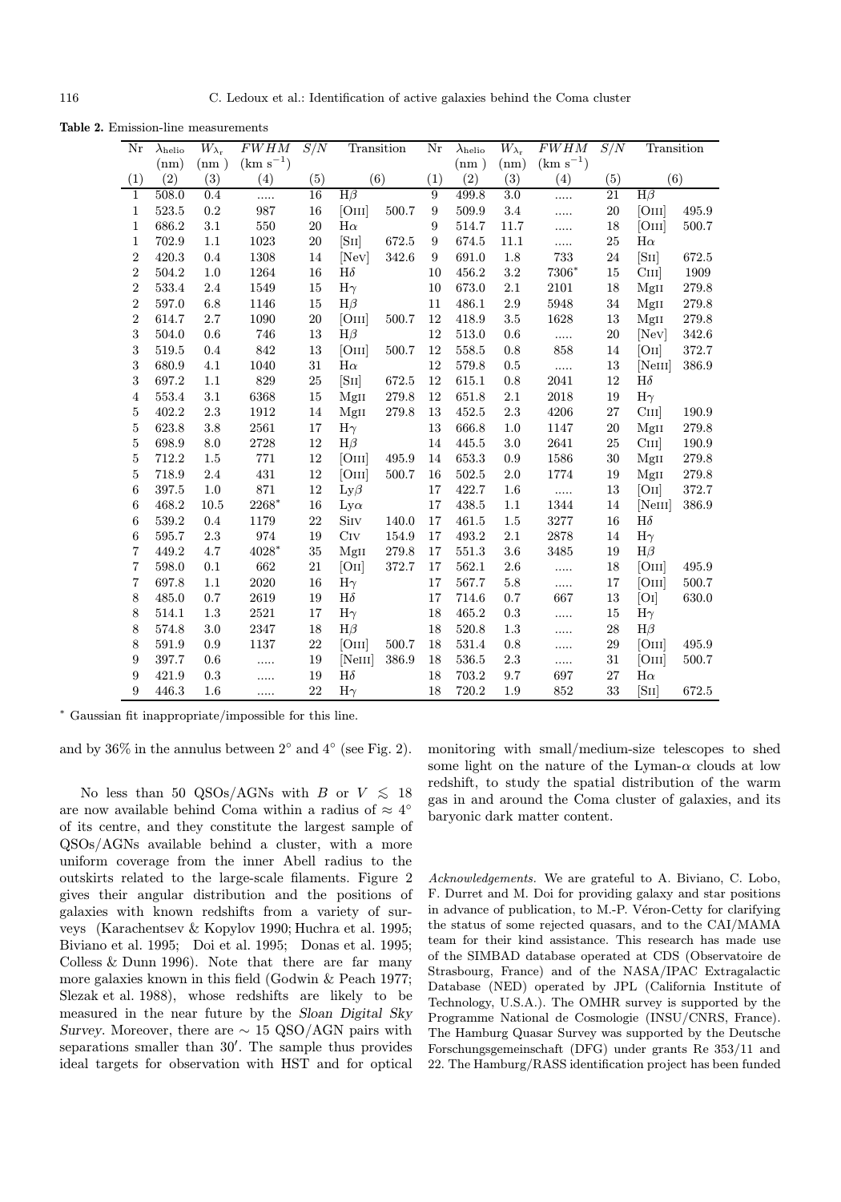**Table 2.** Emission-line measurements

| Nr | $\lambda_{\rm helio}$ | $W_{\lambda_{\rm r}}$ | $FWHM$ | $S/N$ | Transition | | Nr | $\lambda_{\rm helio}$ | $W_{\lambda_{\rm r}}$ | $FWHM$ | $S/N$ | Transition | |
|---|---|---|---|---|---|---|---|---|---|---|---|---|---|
| | (nm) | (nm ) | (km s$^{-1}$) | | | | | (nm ) | (nm) | (km s$^{-1}$) | | | |
| (1) | (2) | (3) | (4) | (5) | (6) | | (1) | (2) | (3) | (4) | (5) | (6) | |
| 1 | 508.0 | 0.4 | ..... | 16 | H$\beta$ | | 9 | 499.8 | 3.0 | ..... | 21 | H$\beta$ | |
| 1 | 523.5 | 0.2 | 987 | 16 | [OIII] | 500.7 | 9 | 509.9 | 3.4 | ..... | 20 | [OIII] | 495.9 |
| 1 | 686.2 | 3.1 | 550 | 20 | H$\alpha$ | | 9 | 514.7 | 11.7 | ..... | 18 | [OIII] | 500.7 |
| 1 | 702.9 | 1.1 | 1023 | 20 | [SII] | 672.5 | 9 | 674.5 | 11.1 | ..... | 25 | H$\alpha$ | |
| 2 | 420.3 | 0.4 | 1308 | 14 | [NeV] | 342.6 | 9 | 691.0 | 1.8 | 733 | 24 | [SII] | 672.5 |
| 2 | 504.2 | 1.0 | 1264 | 16 | H$\delta$ | | 10 | 456.2 | 3.2 | 7306* | 15 | CIII] | 1909 |
| 2 | 533.4 | 2.4 | 1549 | 15 | H$\gamma$ | | 10 | 673.0 | 2.1 | 2101 | 18 | MgII | 279.8 |
| 2 | 597.0 | 6.8 | 1146 | 15 | H$\beta$ | | 11 | 486.1 | 2.9 | 5948 | 34 | MgII | 279.8 |
| 2 | 614.7 | 2.7 | 1090 | 20 | [OIII] | 500.7 | 12 | 418.9 | 3.5 | 1628 | 13 | MgII | 279.8 |
| 3 | 504.0 | 0.6 | 746 | 13 | H$\beta$ | | 12 | 513.0 | 0.6 | ..... | 20 | [NeV] | 342.6 |
| 3 | 519.5 | 0.4 | 842 | 13 | [OIII] | 500.7 | 12 | 558.5 | 0.8 | 858 | 14 | [OII] | 372.7 |
| 3 | 680.9 | 4.1 | 1040 | 31 | H$\alpha$ | | 12 | 579.8 | 0.5 | ..... | 13 | [NeIII] | 386.9 |
| 3 | 697.2 | 1.1 | 829 | 25 | [SII] | 672.5 | 12 | 615.1 | 0.8 | 2041 | 12 | H$\delta$ | |
| 4 | 553.4 | 3.1 | 6368 | 15 | MgII | 279.8 | 12 | 651.8 | 2.1 | 2018 | 19 | H$\gamma$ | |
| 5 | 402.2 | 2.3 | 1912 | 14 | MgII | 279.8 | 13 | 452.5 | 2.3 | 4206 | 27 | CIII] | 190.9 |
| 5 | 623.8 | 3.8 | 2561 | 17 | H$\gamma$ | | 13 | 666.8 | 1.0 | 1147 | 20 | MgII | 279.8 |
| 5 | 698.9 | 8.0 | 2728 | 12 | H$\beta$ | | 14 | 445.5 | 3.0 | 2641 | 25 | CIII] | 190.9 |
| 5 | 712.2 | 1.5 | 771 | 12 | [OIII] | 495.9 | 14 | 653.3 | 0.9 | 1586 | 30 | MgII | 279.8 |
| 5 | 718.9 | 2.4 | 431 | 12 | [OIII] | 500.7 | 16 | 502.5 | 2.0 | 1774 | 19 | MgII | 279.8 |
| 6 | 397.5 | 1.0 | 871 | 12 | Ly$\beta$ | | 17 | 422.7 | 1.6 | ..... | 13 | [OII] | 372.7 |
| 6 | 468.2 | 10.5 | 2268* | 16 | Ly$\alpha$ | | 17 | 438.5 | 1.1 | 1344 | 14 | [NeIII] | 386.9 |
| 6 | 539.2 | 0.4 | 1179 | 22 | SiIV | 140.0 | 17 | 461.5 | 1.5 | 3277 | 16 | H$\delta$ | |
| 6 | 595.7 | 2.3 | 974 | 19 | CIV | 154.9 | 17 | 493.2 | 2.1 | 2878 | 14 | H$\gamma$ | |
| 7 | 449.2 | 4.7 | 4028* | 35 | MgII | 279.8 | 17 | 551.3 | 3.6 | 3485 | 19 | H$\beta$ | |
| 7 | 598.0 | 0.1 | 662 | 21 | [OII] | 372.7 | 17 | 562.1 | 2.6 | ..... | 18 | [OIII] | 495.9 |
| 7 | 697.8 | 1.1 | 2020 | 16 | H$\gamma$ | | 17 | 567.7 | 5.8 | ..... | 17 | [OIII] | 500.7 |
| 8 | 485.0 | 0.7 | 2619 | 19 | H$\delta$ | | 17 | 714.6 | 0.7 | 667 | 13 | [OI] | 630.0 |
| 8 | 514.1 | 1.3 | 2521 | 17 | H$\gamma$ | | 18 | 465.2 | 0.3 | ..... | 15 | H$\gamma$ | |
| 8 | 574.8 | 3.0 | 2347 | 18 | H$\beta$ | | 18 | 520.8 | 1.3 | ..... | 28 | H$\beta$ | |
| 8 | 591.9 | 0.9 | 1137 | 22 | [OIII] | 500.7 | 18 | 531.4 | 0.8 | ..... | 29 | [OIII] | 495.9 |
| 9 | 397.7 | 0.6 | ..... | 19 | [NeIII] | 386.9 | 18 | 536.5 | 2.3 | ..... | 31 | [OIII] | 500.7 |
| 9 | 421.9 | 0.3 | ..... | 19 | H$\delta$ | | 18 | 703.2 | 9.7 | 697 | 27 | H$\alpha$ | |
| 9 | 446.3 | 1.6 | ..... | 22 | H$\gamma$ | | 18 | 720.2 | 1.9 | 852 | 33 | [SII] | 672.5 |

\* Gaussian fit inappropriate/impossible for this line.

and by 36% in the annulus between 2° and 4° (see Fig. 2).

No less than 50 QSOs/AGNs with $B$ or $V \lesssim 18$ are now available behind Coma within a radius of $\approx 4°$ of its centre, and they constitute the largest sample of QSOs/AGNs available behind a cluster, with a more uniform coverage from the inner Abell radius to the outskirts related to the large-scale filaments. Figure 2 gives their angular distribution and the positions of galaxies with known redshifts from a variety of surveys (Karachentsev & Kopylov 1990; Huchra et al. 1995; Biviano et al. 1995; Doi et al. 1995; Donas et al. 1995; Colless & Dunn 1996). Note that there are far many more galaxies known in this field (Godwin & Peach 1977; Slezak et al. 1988), whose redshifts are likely to be measured in the near future by the *Sloan Digital Sky Survey*. Moreover, there are $\sim 15$ QSO/AGN pairs with separations smaller than $30'$. The sample thus provides ideal targets for observation with HST and for optical monitoring with small/medium-size telescopes to shed some light on the nature of the Lyman-$\alpha$ clouds at low redshift, to study the spatial distribution of the warm gas in and around the Coma cluster of galaxies, and its baryonic dark matter content.

*Acknowledgements.* We are grateful to A. Biviano, C. Lobo, F. Durret and M. Doi for providing galaxy and star positions in advance of publication, to M.-P. Véron-Cetty for clarifying the status of some rejected quasars, and to the CAI/MAMA team for their kind assistance. This research has made use of the SIMBAD database operated at CDS (Observatoire de Strasbourg, France) and of the NASA/IPAC Extragalactic Database (NED) operated by JPL (California Institute of Technology, U.S.A.). The OMHR survey is supported by the Programme National de Cosmologie (INSU/CNRS, France). The Hamburg Quasar Survey was supported by the Deutsche Forschungsgemeinschaft (DFG) under grants Re 353/11 and 22. The Hamburg/RASS identification project has been funded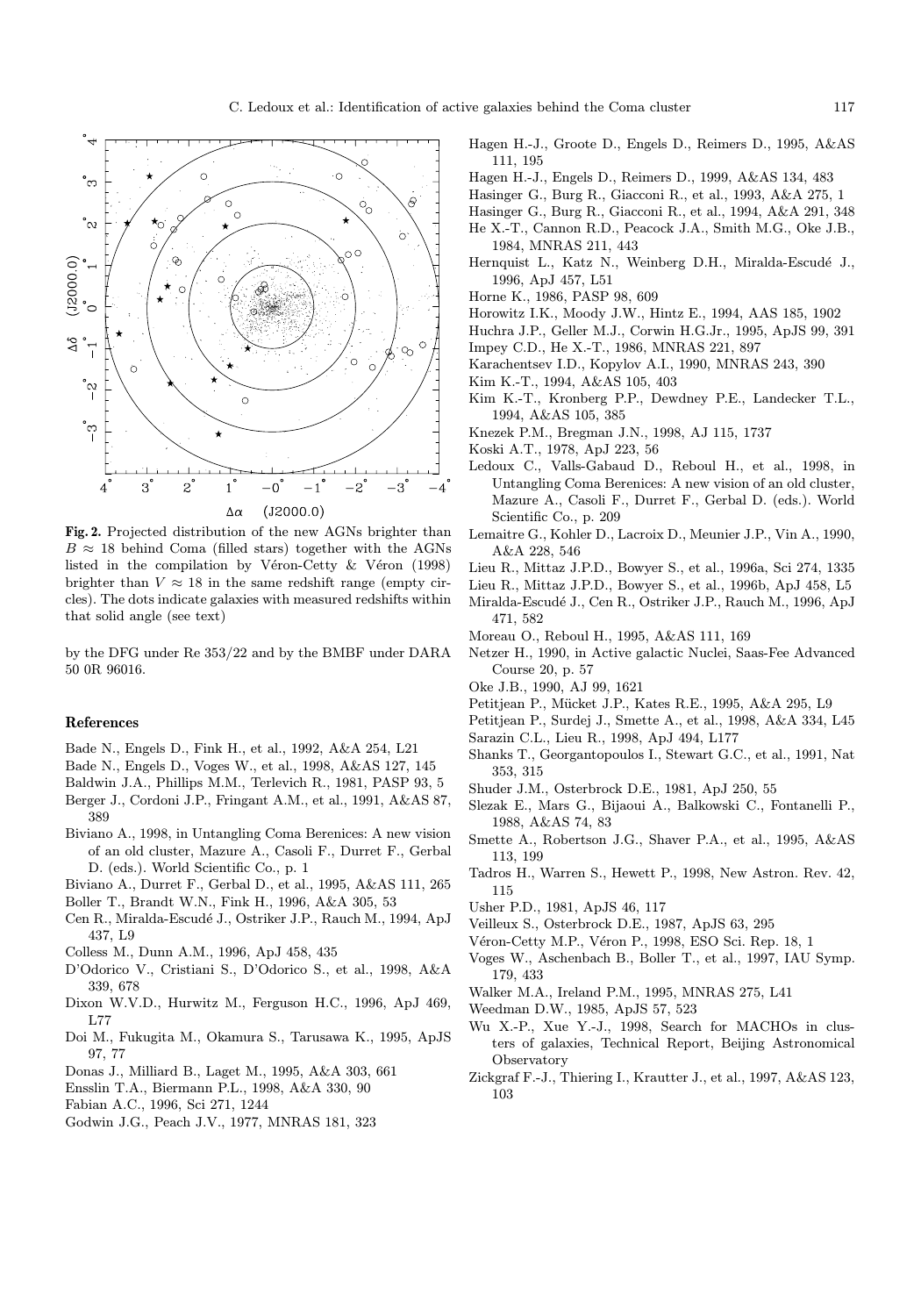$\Delta\delta$ (J2000.0)

4° 3° 2° 1° 0° −1° −2° −3° −4°

$\Delta\alpha$ (J2000.0)

**Fig. 2.** Projected distribution of the new AGNs brighter than $B \approx 18$ behind Coma (filled stars) together with the AGNs listed in the compilation by Véron-Cetty & Véron (1998) brighter than $V \approx 18$ in the same redshift range (empty circles). The dots indicate galaxies with measured redshifts within that solid angle (see text)

by the DFG under Re 353/22 and by the BMBF under DARA 50 0R 96016.

## References

Bade N., Engels D., Fink H., et al., 1992, A&A 254, L21
Bade N., Engels D., Voges W., et al., 1998, A&AS 127, 145
Baldwin J.A., Phillips M.M., Terlevich R., 1981, PASP 93, 5
Berger J., Cordoni J.P., Fringant A.M., et al., 1991, A&AS 87, 389
Biviano A., 1998, in Untangling Coma Berenices: A new vision of an old cluster, Mazure A., Casoli F., Durret F., Gerbal D. (eds.). World Scientific Co., p. 1
Biviano A., Durret F., Gerbal D., et al., 1995, A&AS 111, 265
Boller T., Brandt W.N., Fink H., 1996, A&A 305, 53
Cen R., Miralda-Escudé J., Ostriker J.P., Rauch M., 1994, ApJ 437, L9
Colless M., Dunn A.M., 1996, ApJ 458, 435
D'Odorico V., Cristiani S., D'Odorico S., et al., 1998, A&A 339, 678
Dixon W.V.D., Hurwitz M., Ferguson H.C., 1996, ApJ 469, L77
Doi M., Fukugita M., Okamura S., Tarusawa K., 1995, ApJS 97, 77
Donas J., Milliard B., Laget M., 1995, A&A 303, 661
Ensslin T.A., Biermann P.L., 1998, A&A 330, 90
Fabian A.C., 1996, Sci 271, 1244
Godwin J.G., Peach J.V., 1977, MNRAS 181, 323
Hagen H.-J., Groote D., Engels D., Reimers D., 1995, A&AS 111, 195
Hagen H.-J., Engels D., Reimers D., 1999, A&AS 134, 483
Hasinger G., Burg R., Giacconi R., et al., 1993, A&A 275, 1
Hasinger G., Burg R., Giacconi R., et al., 1994, A&A 291, 348
He X.-T., Cannon R.D., Peacock J.A., Smith M.G., Oke J.B., 1984, MNRAS 211, 443
Hernquist L., Katz N., Weinberg D.H., Miralda-Escudé J., 1996, ApJ 457, L51
Horne K., 1986, PASP 98, 609
Horowitz I.K., Moody J.W., Hintz E., 1994, AAS 185, 1902
Huchra J.P., Geller M.J., Corwin H.G.Jr., 1995, ApJS 99, 391
Impey C.D., He X.-T., 1986, MNRAS 221, 897
Karachentsev I.D., Kopylov A.I., 1990, MNRAS 243, 390
Kim K.-T., 1994, A&AS 105, 403
Kim K.-T., Kronberg P.P., Dewdney P.E., Landecker T.L., 1994, A&AS 105, 385
Knezek P.M., Bregman J.N., 1998, AJ 115, 1737
Koski A.T., 1978, ApJ 223, 56
Ledoux C., Valls-Gabaud D., Reboul H., et al., 1998, in Untangling Coma Berenices: A new vision of an old cluster, Mazure A., Casoli F., Durret F., Gerbal D. (eds.). World Scientific Co., p. 209
Lemaitre G., Kohler D., Lacroix D., Meunier J.P., Vin A., 1990, A&A 228, 546
Lieu R., Mittaz J.P.D., Bowyer S., et al., 1996a, Sci 274, 1335
Lieu R., Mittaz J.P.D., Bowyer S., et al., 1996b, ApJ 458, L5
Miralda-Escudé J., Cen R., Ostriker J.P., Rauch M., 1996, ApJ 471, 582
Moreau O., Reboul H., 1995, A&AS 111, 169
Netzer H., 1990, in Active galactic Nuclei, Saas-Fee Advanced Course 20, p. 57
Oke J.B., 1990, AJ 99, 1621
Petitjean P., Mücket J.P., Kates R.E., 1995, A&A 295, L9
Petitjean P., Surdej J., Smette A., et al., 1998, A&A 334, L45
Sarazin C.L., Lieu R., 1998, ApJ 494, L177
Shanks T., Georgantopoulos I., Stewart G.C., et al., 1991, Nat 353, 315
Shuder J.M., Osterbrock D.E., 1981, ApJ 250, 55
Slezak E., Mars G., Bijaoui A., Balkowski C., Fontanelli P., 1988, A&AS 74, 83
Smette A., Robertson J.G., Shaver P.A., et al., 1995, A&AS 113, 199
Tadros H., Warren S., Hewett P., 1998, New Astron. Rev. 42, 115
Usher P.D., 1981, ApJS 46, 117
Veilleux S., Osterbrock D.E., 1987, ApJS 63, 295
Véron-Cetty M.P., Véron P., 1998, ESO Sci. Rep. 18, 1
Voges W., Aschenbach B., Boller T., et al., 1997, IAU Symp. 179, 433
Walker M.A., Ireland P.M., 1995, MNRAS 275, L41
Weedman D.W., 1985, ApJS 57, 523
Wu X.-P., Xue Y.-J., 1998, Search for MACHOs in clusters of galaxies, Technical Report, Beijing Astronomical Observatory
Zickgraf F.-J., Thiering I., Krautter J., et al., 1997, A&AS 123, 103